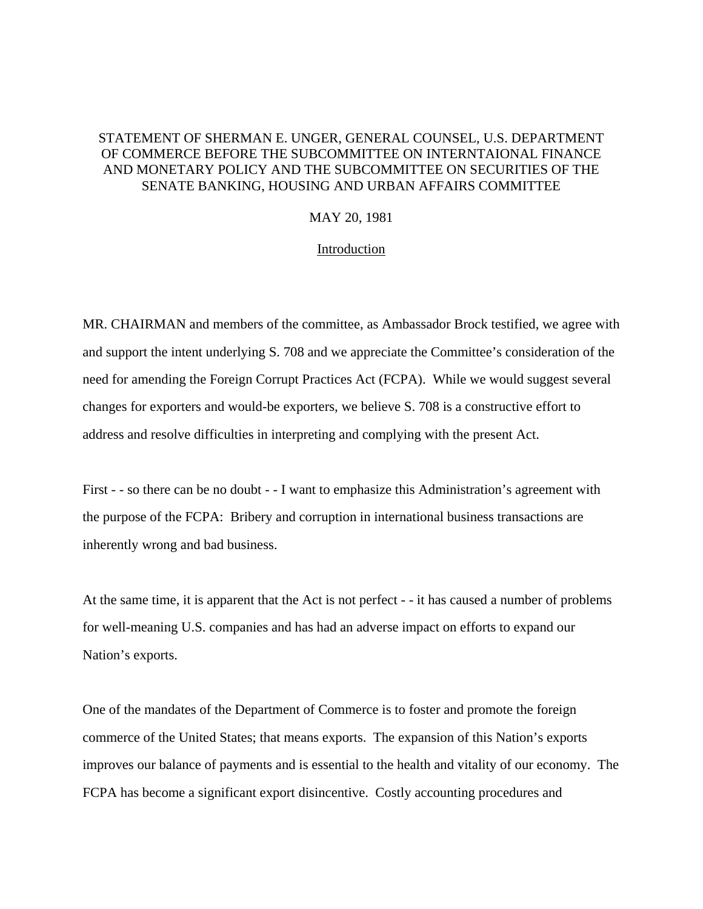STATEMENT OF SHERMAN E. UNGER, GENERAL COUNSEL, U.S. DEPARTMENT OF COMMERCE BEFORE THE SUBCOMMITTEE ON INTERNTAIONAL FINANCE AND MONETARY POLICY AND THE SUBCOMMITTEE ON SECURITIES OF THE SENATE BANKING, HOUSING AND URBAN AFFAIRS COMMITTEE

MAY 20, 1981

## Introduction

MR. CHAIRMAN and members of the committee, as Ambassador Brock testified, we agree with and support the intent underlying S. 708 and we appreciate the Committee's consideration of the need for amending the Foreign Corrupt Practices Act (FCPA). While we would suggest several changes for exporters and would-be exporters, we believe S. 708 is a constructive effort to address and resolve difficulties in interpreting and complying with the present Act.

First - - so there can be no doubt - - I want to emphasize this Administration's agreement with the purpose of the FCPA: Bribery and corruption in international business transactions are inherently wrong and bad business.

At the same time, it is apparent that the Act is not perfect - - it has caused a number of problems for well-meaning U.S. companies and has had an adverse impact on efforts to expand our Nation's exports.

One of the mandates of the Department of Commerce is to foster and promote the foreign commerce of the United States; that means exports. The expansion of this Nation's exports improves our balance of payments and is essential to the health and vitality of our economy. The FCPA has become a significant export disincentive. Costly accounting procedures and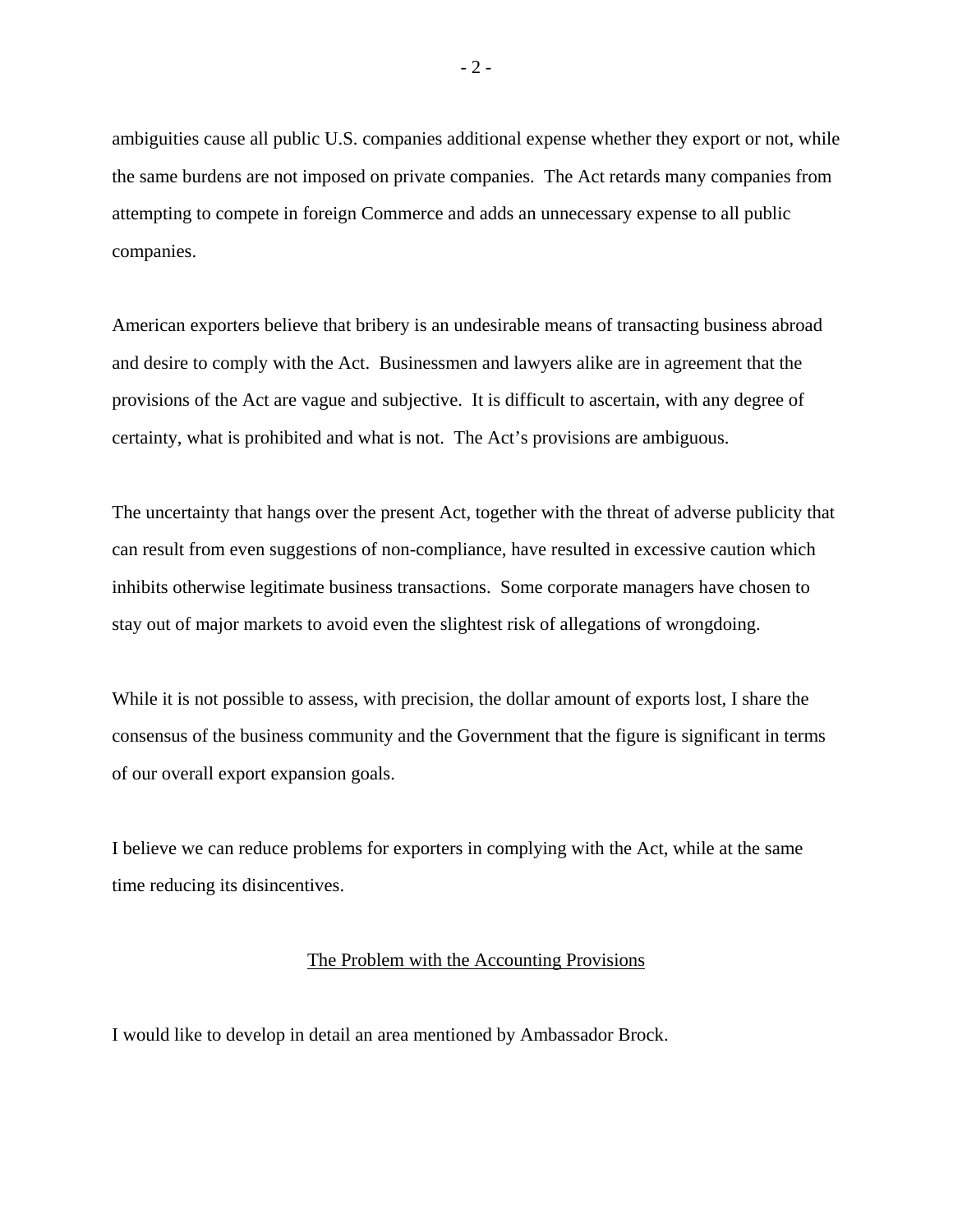ambiguities cause all public U.S. companies additional expense whether they export or not, while the same burdens are not imposed on private companies. The Act retards many companies from attempting to compete in foreign Commerce and adds an unnecessary expense to all public companies.

American exporters believe that bribery is an undesirable means of transacting business abroad and desire to comply with the Act. Businessmen and lawyers alike are in agreement that the provisions of the Act are vague and subjective. It is difficult to ascertain, with any degree of certainty, what is prohibited and what is not. The Act's provisions are ambiguous.

The uncertainty that hangs over the present Act, together with the threat of adverse publicity that can result from even suggestions of non-compliance, have resulted in excessive caution which inhibits otherwise legitimate business transactions. Some corporate managers have chosen to stay out of major markets to avoid even the slightest risk of allegations of wrongdoing.

While it is not possible to assess, with precision, the dollar amount of exports lost, I share the consensus of the business community and the Government that the figure is significant in terms of our overall export expansion goals.

I believe we can reduce problems for exporters in complying with the Act, while at the same time reducing its disincentives.

## The Problem with the Accounting Provisions

I would like to develop in detail an area mentioned by Ambassador Brock.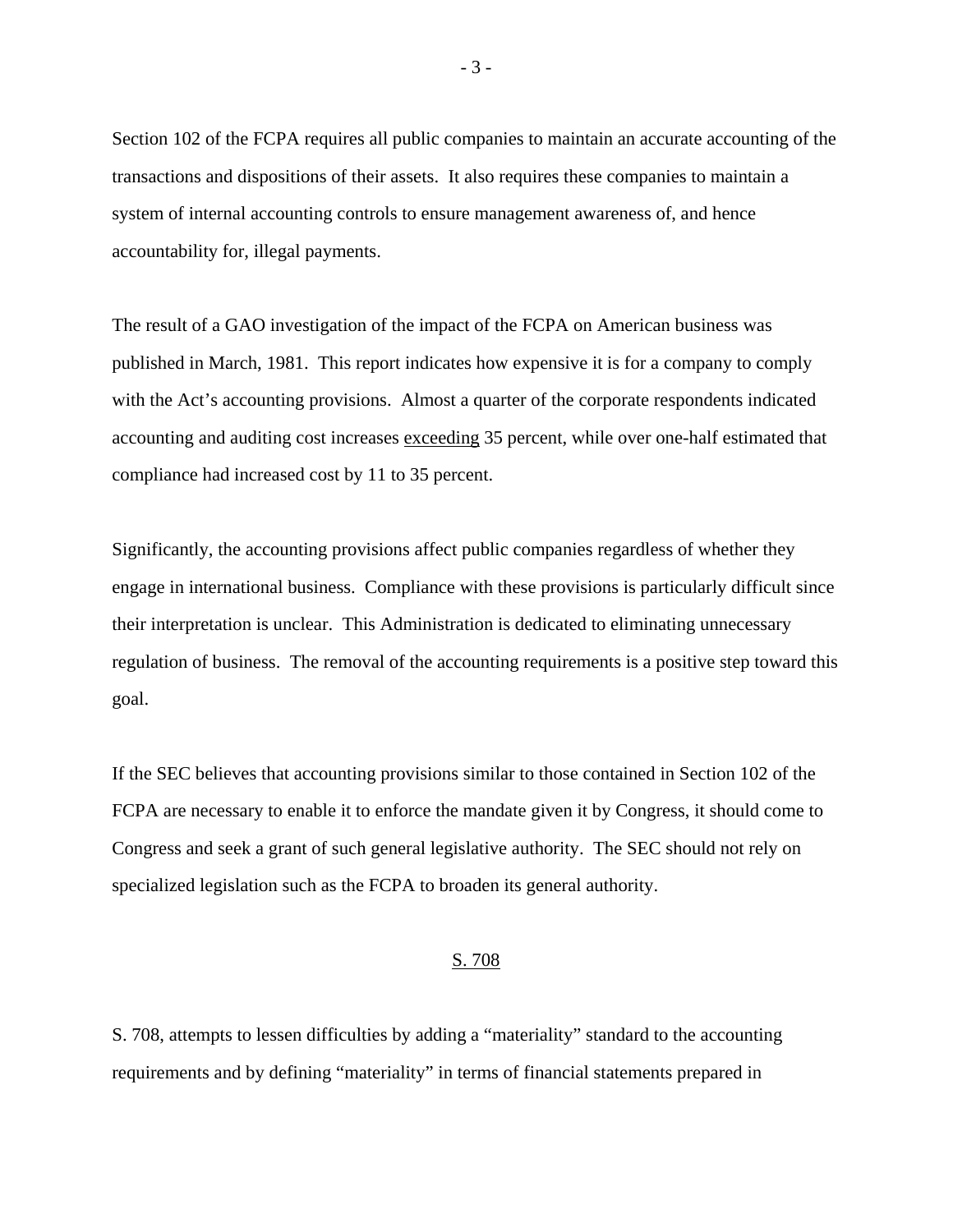Section 102 of the FCPA requires all public companies to maintain an accurate accounting of the transactions and dispositions of their assets. It also requires these companies to maintain a system of internal accounting controls to ensure management awareness of, and hence accountability for, illegal payments.

The result of a GAO investigation of the impact of the FCPA on American business was published in March, 1981. This report indicates how expensive it is for a company to comply with the Act's accounting provisions. Almost a quarter of the corporate respondents indicated accounting and auditing cost increases <u>exceeding</u> 35 percent, while over one-half estimated that compliance had increased cost by 11 to 35 percent.

Significantly, the accounting provisions affect public companies regardless of whether they engage in international business. Compliance with these provisions is particularly difficult since their interpretation is unclear. This Administration is dedicated to eliminating unnecessary regulation of business. The removal of the accounting requirements is a positive step toward this goal.

If the SEC believes that accounting provisions similar to those contained in Section 102 of the FCPA are necessary to enable it to enforce the mandate given it by Congress, it should come to Congress and seek a grant of such general legislative authority. The SEC should not rely on specialized legislation such as the FCPA to broaden its general authority.

## <u>S. 708</u>

S. 708, attempts to lessen difficulties by adding a "materiality" standard to the accounting requirements and by defining "materiality" in terms of financial statements prepared in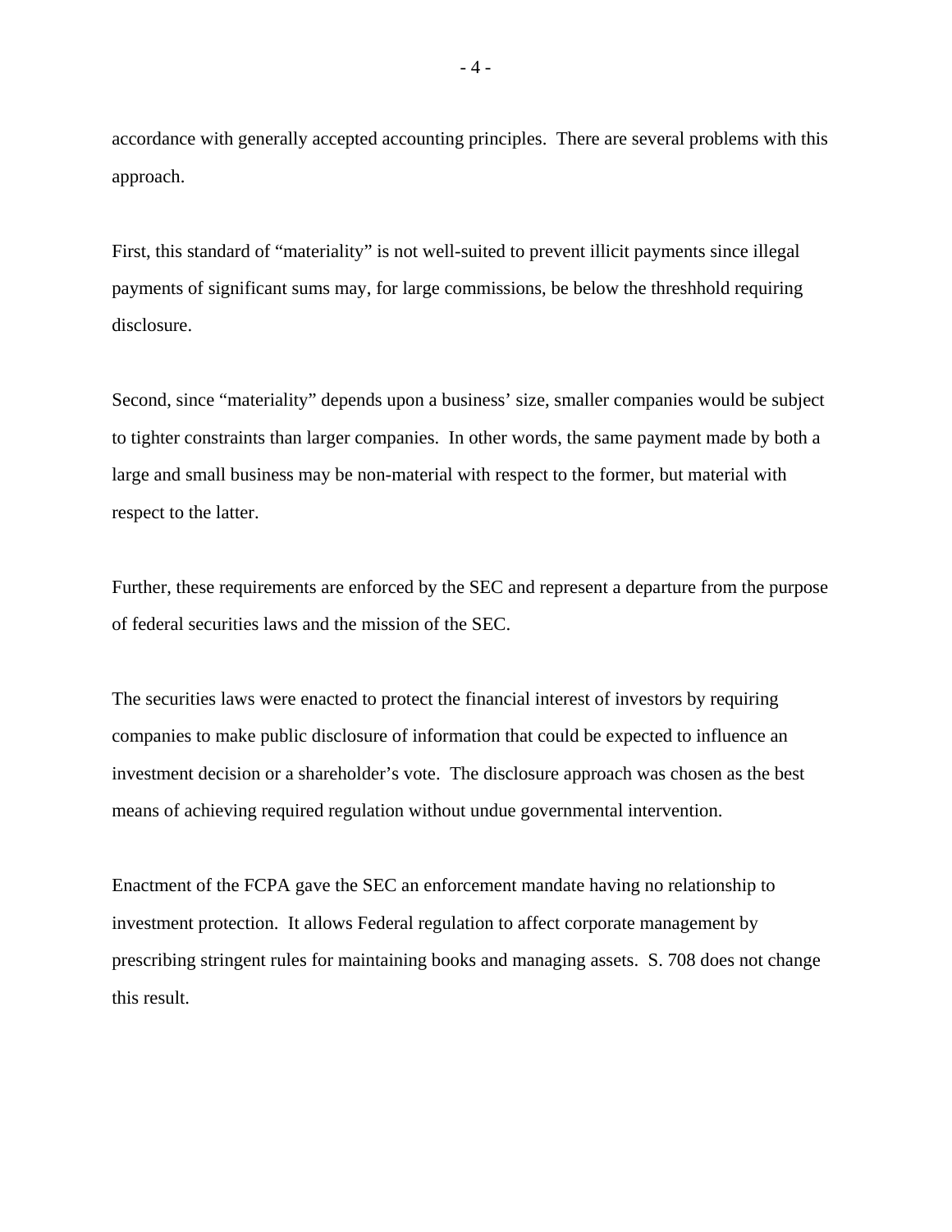accordance with generally accepted accounting principles. There are several problems with this approach.

First, this standard of "materiality" is not well-suited to prevent illicit payments since illegal payments of significant sums may, for large commissions, be below the threshhold requiring disclosure.

Second, since "materiality" depends upon a business' size, smaller companies would be subject to tighter constraints than larger companies. In other words, the same payment made by both a large and small business may be non-material with respect to the former, but material with respect to the latter.

Further, these requirements are enforced by the SEC and represent a departure from the purpose of federal securities laws and the mission of the SEC.

The securities laws were enacted to protect the financial interest of investors by requiring companies to make public disclosure of information that could be expected to influence an investment decision or a shareholder's vote. The disclosure approach was chosen as the best means of achieving required regulation without undue governmental intervention.

Enactment of the FCPA gave the SEC an enforcement mandate having no relationship to investment protection. It allows Federal regulation to affect corporate management by prescribing stringent rules for maintaining books and managing assets. S. 708 does not change this result.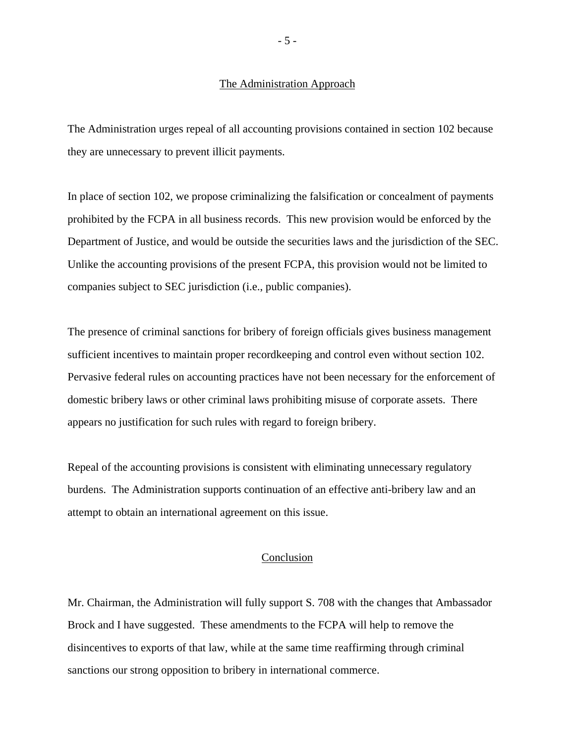## The Administration Approach

The Administration urges repeal of all accounting provisions contained in section 102 because they are unnecessary to prevent illicit payments.

In place of section 102, we propose criminalizing the falsification or concealment of payments prohibited by the FCPA in all business records. This new provision would be enforced by the Department of Justice, and would be outside the securities laws and the jurisdiction of the SEC. Unlike the accounting provisions of the present FCPA, this provision would not be limited to companies subject to SEC jurisdiction (i.e., public companies).

The presence of criminal sanctions for bribery of foreign officials gives business management sufficient incentives to maintain proper recordkeeping and control even without section 102. Pervasive federal rules on accounting practices have not been necessary for the enforcement of domestic bribery laws or other criminal laws prohibiting misuse of corporate assets. There appears no justification for such rules with regard to foreign bribery.

Repeal of the accounting provisions is consistent with eliminating unnecessary regulatory burdens. The Administration supports continuation of an effective anti-bribery law and an attempt to obtain an international agreement on this issue.

## Conclusion

Mr. Chairman, the Administration will fully support S. 708 with the changes that Ambassador Brock and I have suggested. These amendments to the FCPA will help to remove the disincentives to exports of that law, while at the same time reaffirming through criminal sanctions our strong opposition to bribery in international commerce.